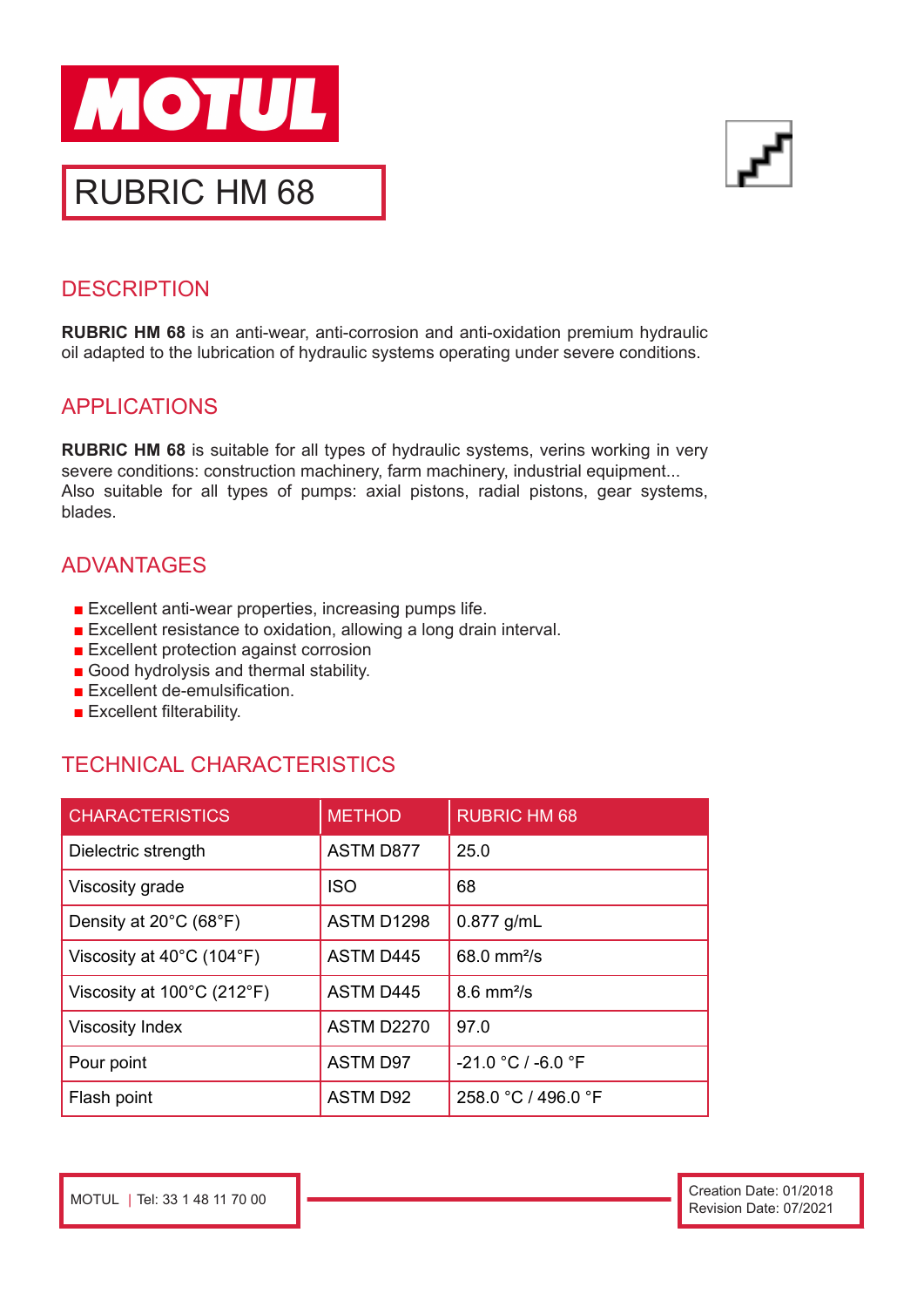# MOTUL

## RUBRIC HM 68

## DESCRIPTION

**RUBRIC HM 68** is an anti-wear, anti-corrosion and anti-oxidation premium hydraulic oil adapted to the lubrication of hydraulic systems operating under severe conditions.

## APPLICATIONS

**RUBRIC HM 68** is suitable for all types of hydraulic systems, verins working in very severe conditions: construction machinery, farm machinery, industrial equipment...
Also suitable for all types of pumps: axial pistons, radial pistons, gear systems, blades.

## ADVANTAGES

- Excellent anti-wear properties, increasing pumps life.
- Excellent resistance to oxidation, allowing a long drain interval.
- Excellent protection against corrosion
- Good hydrolysis and thermal stability.
- Excellent de-emulsification.
- Excellent filterability.

## TECHNICAL CHARACTERISTICS

| CHARACTERISTICS | METHOD | RUBRIC HM 68 |
|---|---|---|
| Dielectric strength | ASTM D877 | 25.0 |
| Viscosity grade | ISO | 68 |
| Density at 20°C (68°F) | ASTM D1298 | 0.877 g/mL |
| Viscosity at 40°C (104°F) | ASTM D445 | 68.0 $mm^2/s$ |
| Viscosity at 100°C (212°F) | ASTM D445 | 8.6 $mm^2/s$ |
| Viscosity Index | ASTM D2270 | 97.0 |
| Pour point | ASTM D97 | -21.0 °C / -6.0 °F |
| Flash point | ASTM D92 | 258.0 °C / 496.0 °F |

MOTUL | Tel: 33 1 48 11 70 00

Creation Date: 01/2018
Revision Date: 07/2021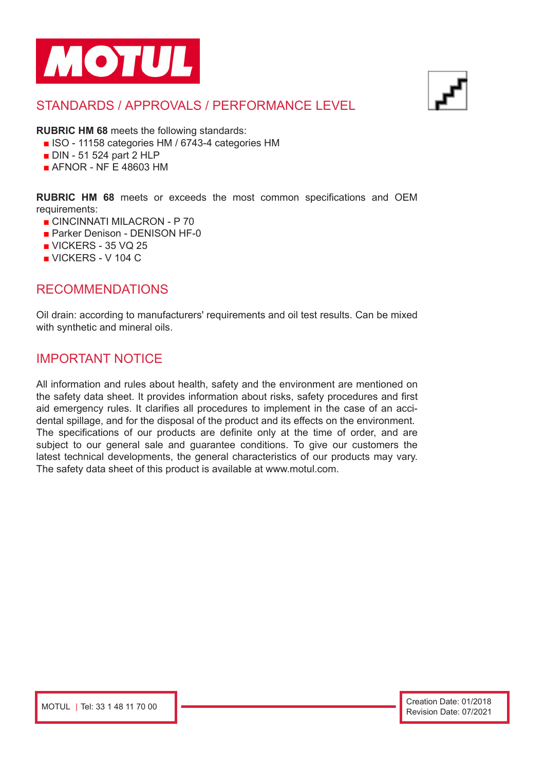## STANDARDS / APPROVALS / PERFORMANCE LEVEL

**RUBRIC HM 68** meets the following standards:

- ISO - 11158 categories HM / 6743-4 categories HM
- DIN - 51 524 part 2 HLP
- AFNOR - NF E 48603 HM

**RUBRIC HM 68** meets or exceeds the most common specifications and OEM requirements:

- CINCINNATI MILACRON - P 70
- Parker Denison - DENISON HF-0
- VICKERS - 35 VQ 25
- VICKERS - V 104 C

## RECOMMENDATIONS

Oil drain: according to manufacturers' requirements and oil test results. Can be mixed with synthetic and mineral oils.

## IMPORTANT NOTICE

All information and rules about health, safety and the environment are mentioned on the safety data sheet. It provides information about risks, safety procedures and first aid emergency rules. It clarifies all procedures to implement in the case of an accidental spillage, and for the disposal of the product and its effects on the environment.
The specifications of our products are definite only at the time of order, and are subject to our general sale and guarantee conditions. To give our customers the latest technical developments, the general characteristics of our products may vary.
The safety data sheet of this product is available at www.motul.com.

MOTUL | Tel: 33 1 48 11 70 00

Creation Date: 01/2018
Revision Date: 07/2021